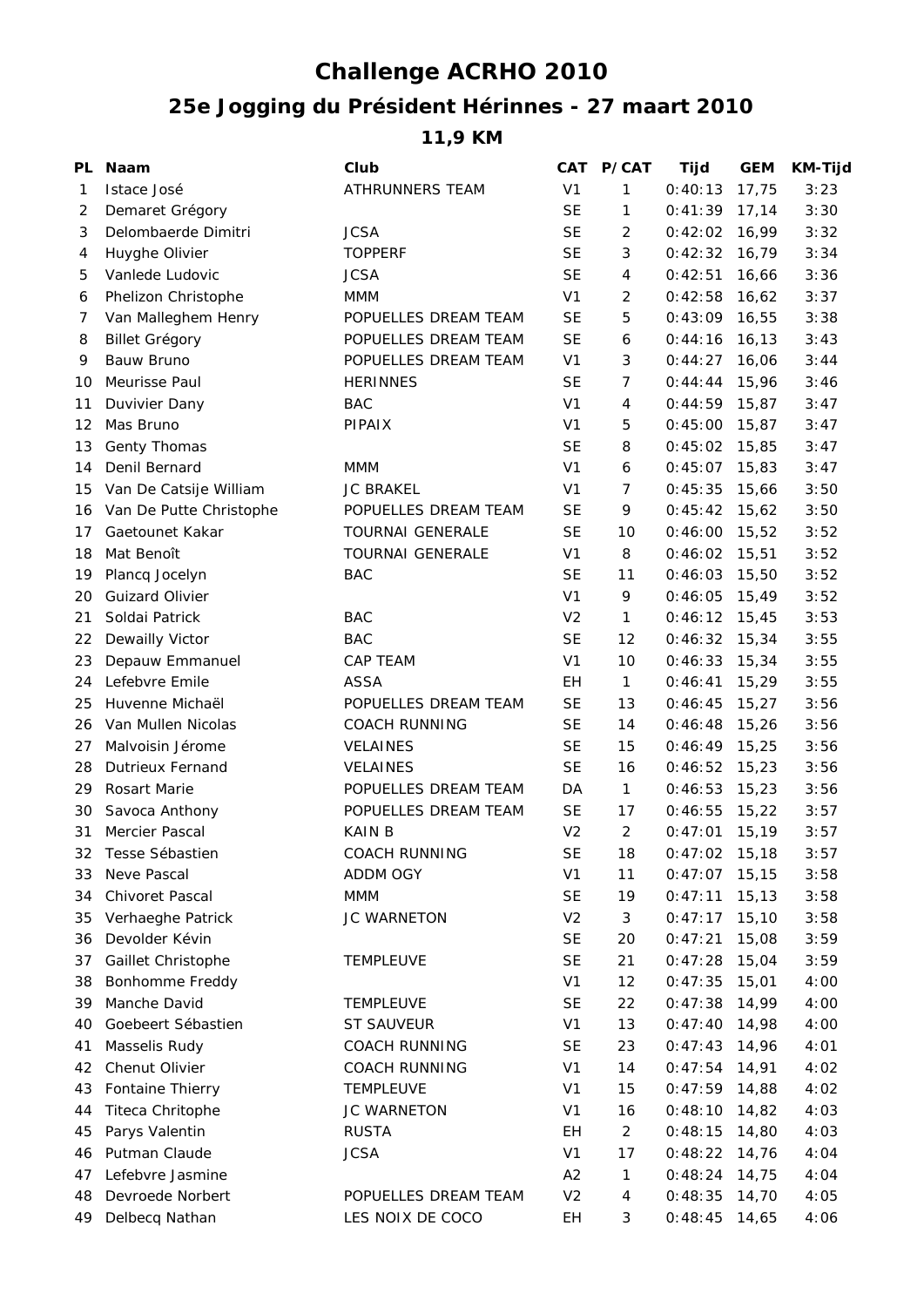# Challenge ACRHO 2010

## 25e Jogging du Président Hérinnes - 27 maart 2010

### 11,9 KM

| PL | Naam | Club | CAT | P/CAT | Tijd | GEM | KM-Tijd |
|---|---|---|---|---|---|---|---|
| 1 | Istace José | ATHRUNNERS TEAM | V1 | 1 | 0:40:13 | 17,75 | 3:23 |
| 2 | Demaret Grégory | | SE | 1 | 0:41:39 | 17,14 | 3:30 |
| 3 | Delombaerde Dimitri | JCSA | SE | 2 | 0:42:02 | 16,99 | 3:32 |
| 4 | Huyghe Olivier | TOPPERF | SE | 3 | 0:42:32 | 16,79 | 3:34 |
| 5 | Vanlede Ludovic | JCSA | SE | 4 | 0:42:51 | 16,66 | 3:36 |
| 6 | Phelizon Christophe | MMM | V1 | 2 | 0:42:58 | 16,62 | 3:37 |
| 7 | Van Malleghem Henry | POPUELLES DREAM TEAM | SE | 5 | 0:43:09 | 16,55 | 3:38 |
| 8 | Billet Grégory | POPUELLES DREAM TEAM | SE | 6 | 0:44:16 | 16,13 | 3:43 |
| 9 | Bauw Bruno | POPUELLES DREAM TEAM | V1 | 3 | 0:44:27 | 16,06 | 3:44 |
| 10 | Meurisse Paul | HERINNES | SE | 7 | 0:44:44 | 15,96 | 3:46 |
| 11 | Duvivier Dany | BAC | V1 | 4 | 0:44:59 | 15,87 | 3:47 |
| 12 | Mas Bruno | PIPAIX | V1 | 5 | 0:45:00 | 15,87 | 3:47 |
| 13 | Genty Thomas | | SE | 8 | 0:45:02 | 15,85 | 3:47 |
| 14 | Denil Bernard | MMM | V1 | 6 | 0:45:07 | 15,83 | 3:47 |
| 15 | Van De Catsije William | JC BRAKEL | V1 | 7 | 0:45:35 | 15,66 | 3:50 |
| 16 | Van De Putte Christophe | POPUELLES DREAM TEAM | SE | 9 | 0:45:42 | 15,62 | 3:50 |
| 17 | Gaetounet Kakar | TOURNAI GENERALE | SE | 10 | 0:46:00 | 15,52 | 3:52 |
| 18 | Mat Benoît | TOURNAI GENERALE | V1 | 8 | 0:46:02 | 15,51 | 3:52 |
| 19 | Plancq Jocelyn | BAC | SE | 11 | 0:46:03 | 15,50 | 3:52 |
| 20 | Guizard Olivier | | V1 | 9 | 0:46:05 | 15,49 | 3:52 |
| 21 | Soldai Patrick | BAC | V2 | 1 | 0:46:12 | 15,45 | 3:53 |
| 22 | Dewailly Victor | BAC | SE | 12 | 0:46:32 | 15,34 | 3:55 |
| 23 | Depauw Emmanuel | CAP TEAM | V1 | 10 | 0:46:33 | 15,34 | 3:55 |
| 24 | Lefebvre Emile | ASSA | EH | 1 | 0:46:41 | 15,29 | 3:55 |
| 25 | Huvenne Michaël | POPUELLES DREAM TEAM | SE | 13 | 0:46:45 | 15,27 | 3:56 |
| 26 | Van Mullen Nicolas | COACH RUNNING | SE | 14 | 0:46:48 | 15,26 | 3:56 |
| 27 | Malvoisin Jérome | VELAINES | SE | 15 | 0:46:49 | 15,25 | 3:56 |
| 28 | Dutrieux Fernand | VELAINES | SE | 16 | 0:46:52 | 15,23 | 3:56 |
| 29 | Rosart Marie | POPUELLES DREAM TEAM | DA | 1 | 0:46:53 | 15,23 | 3:56 |
| 30 | Savoca Anthony | POPUELLES DREAM TEAM | SE | 17 | 0:46:55 | 15,22 | 3:57 |
| 31 | Mercier Pascal | KAIN B | V2 | 2 | 0:47:01 | 15,19 | 3:57 |
| 32 | Tesse Sébastien | COACH RUNNING | SE | 18 | 0:47:02 | 15,18 | 3:57 |
| 33 | Neve Pascal | ADDM OGY | V1 | 11 | 0:47:07 | 15,15 | 3:58 |
| 34 | Chivoret Pascal | MMM | SE | 19 | 0:47:11 | 15,13 | 3:58 |
| 35 | Verhaeghe Patrick | JC WARNETON | V2 | 3 | 0:47:17 | 15,10 | 3:58 |
| 36 | Devolder Kévin | | SE | 20 | 0:47:21 | 15,08 | 3:59 |
| 37 | Gaillet Christophe | TEMPLEUVE | SE | 21 | 0:47:28 | 15,04 | 3:59 |
| 38 | Bonhomme Freddy | | V1 | 12 | 0:47:35 | 15,01 | 4:00 |
| 39 | Manche David | TEMPLEUVE | SE | 22 | 0:47:38 | 14,99 | 4:00 |
| 40 | Goebeert Sébastien | ST SAUVEUR | V1 | 13 | 0:47:40 | 14,98 | 4:00 |
| 41 | Masselis Rudy | COACH RUNNING | SE | 23 | 0:47:43 | 14,96 | 4:01 |
| 42 | Chenut Olivier | COACH RUNNING | V1 | 14 | 0:47:54 | 14,91 | 4:02 |
| 43 | Fontaine Thierry | TEMPLEUVE | V1 | 15 | 0:47:59 | 14,88 | 4:02 |
| 44 | Titeca Chritophe | JC WARNETON | V1 | 16 | 0:48:10 | 14,82 | 4:03 |
| 45 | Parys Valentin | RUSTA | EH | 2 | 0:48:15 | 14,80 | 4:03 |
| 46 | Putman Claude | JCSA | V1 | 17 | 0:48:22 | 14,76 | 4:04 |
| 47 | Lefebvre Jasmine | | A2 | 1 | 0:48:24 | 14,75 | 4:04 |
| 48 | Devroede Norbert | POPUELLES DREAM TEAM | V2 | 4 | 0:48:35 | 14,70 | 4:05 |
| 49 | Delbecq Nathan | LES NOIX DE COCO | EH | 3 | 0:48:45 | 14,65 | 4:06 |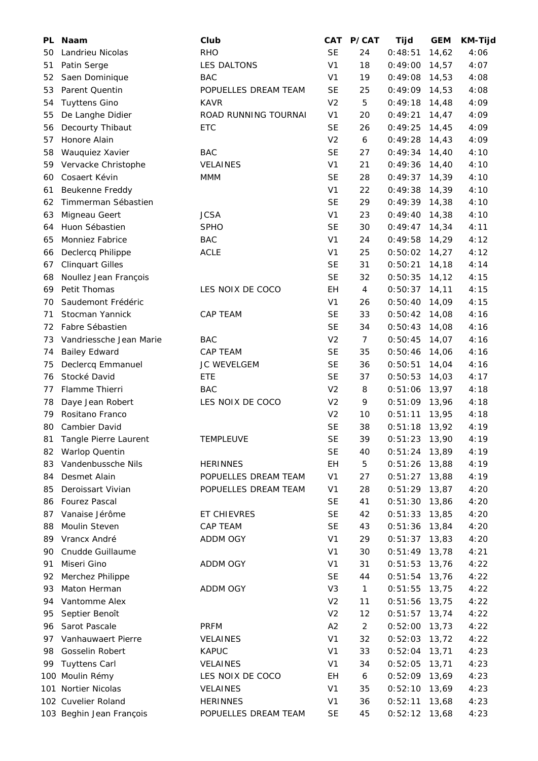| PL | Naam | Club | CAT | P/CAT | Tijd | GEM | KM-Tijd |
|---|---|---|---|---|---|---|---|
| 50 | Landrieu Nicolas | RHO | SE | 24 | 0:48:51 | 14,62 | 4:06 |
| 51 | Patin Serge | LES DALTONS | V1 | 18 | 0:49:00 | 14,57 | 4:07 |
| 52 | Saen Dominique | BAC | V1 | 19 | 0:49:08 | 14,53 | 4:08 |
| 53 | Parent Quentin | POPUELLES DREAM TEAM | SE | 25 | 0:49:09 | 14,53 | 4:08 |
| 54 | Tuyttens Gino | KAVR | V2 | 5 | 0:49:18 | 14,48 | 4:09 |
| 55 | De Langhe Didier | ROAD RUNNING TOURNAI | V1 | 20 | 0:49:21 | 14,47 | 4:09 |
| 56 | Decourty Thibaut | ETC | SE | 26 | 0:49:25 | 14,45 | 4:09 |
| 57 | Honore Alain | | V2 | 6 | 0:49:28 | 14,43 | 4:09 |
| 58 | Wauquiez Xavier | BAC | SE | 27 | 0:49:34 | 14,40 | 4:10 |
| 59 | Vervacke Christophe | VELAINES | V1 | 21 | 0:49:36 | 14,40 | 4:10 |
| 60 | Cosaert Kévin | MMM | SE | 28 | 0:49:37 | 14,39 | 4:10 |
| 61 | Beukenne Freddy | | V1 | 22 | 0:49:38 | 14,39 | 4:10 |
| 62 | Timmerman Sébastien | | SE | 29 | 0:49:39 | 14,38 | 4:10 |
| 63 | Migneau Geert | JCSA | V1 | 23 | 0:49:40 | 14,38 | 4:10 |
| 64 | Huon Sébastien | SPHO | SE | 30 | 0:49:47 | 14,34 | 4:11 |
| 65 | Monniez Fabrice | BAC | V1 | 24 | 0:49:58 | 14,29 | 4:12 |
| 66 | Declercq Philippe | ACLE | V1 | 25 | 0:50:02 | 14,27 | 4:12 |
| 67 | Clinquart Gilles | | SE | 31 | 0:50:21 | 14,18 | 4:14 |
| 68 | Noullez Jean François | | SE | 32 | 0:50:35 | 14,12 | 4:15 |
| 69 | Petit Thomas | LES NOIX DE COCO | EH | 4 | 0:50:37 | 14,11 | 4:15 |
| 70 | Saudemont Frédéric | | V1 | 26 | 0:50:40 | 14,09 | 4:15 |
| 71 | Stocman Yannick | CAP TEAM | SE | 33 | 0:50:42 | 14,08 | 4:16 |
| 72 | Fabre Sébastien | | SE | 34 | 0:50:43 | 14,08 | 4:16 |
| 73 | Vandriessche Jean Marie | BAC | V2 | 7 | 0:50:45 | 14,07 | 4:16 |
| 74 | Bailey Edward | CAP TEAM | SE | 35 | 0:50:46 | 14,06 | 4:16 |
| 75 | Declercq Emmanuel | JC WEVELGEM | SE | 36 | 0:50:51 | 14,04 | 4:16 |
| 76 | Stocké David | ETE | SE | 37 | 0:50:53 | 14,03 | 4:17 |
| 77 | Flamme Thierri | BAC | V2 | 8 | 0:51:06 | 13,97 | 4:18 |
| 78 | Daye Jean Robert | LES NOIX DE COCO | V2 | 9 | 0:51:09 | 13,96 | 4:18 |
| 79 | Rositano Franco | | V2 | 10 | 0:51:11 | 13,95 | 4:18 |
| 80 | Cambier David | | SE | 38 | 0:51:18 | 13,92 | 4:19 |
| 81 | Tangle Pierre Laurent | TEMPLEUVE | SE | 39 | 0:51:23 | 13,90 | 4:19 |
| 82 | Warlop Quentin | | SE | 40 | 0:51:24 | 13,89 | 4:19 |
| 83 | Vandenbussche Nils | HERINNES | EH | 5 | 0:51:26 | 13,88 | 4:19 |
| 84 | Desmet Alain | POPUELLES DREAM TEAM | V1 | 27 | 0:51:27 | 13,88 | 4:19 |
| 85 | Deroissart Vivian | POPUELLES DREAM TEAM | V1 | 28 | 0:51:29 | 13,87 | 4:20 |
| 86 | Fourez Pascal | | SE | 41 | 0:51:30 | 13,86 | 4:20 |
| 87 | Vanaise Jérôme | ET CHIEVRES | SE | 42 | 0:51:33 | 13,85 | 4:20 |
| 88 | Moulin Steven | CAP TEAM | SE | 43 | 0:51:36 | 13,84 | 4:20 |
| 89 | Vrancx André | ADDM OGY | V1 | 29 | 0:51:37 | 13,83 | 4:20 |
| 90 | Cnudde Guillaume | | V1 | 30 | 0:51:49 | 13,78 | 4:21 |
| 91 | Miseri Gino | ADDM OGY | V1 | 31 | 0:51:53 | 13,76 | 4:22 |
| 92 | Merchez Philippe | | SE | 44 | 0:51:54 | 13,76 | 4:22 |
| 93 | Maton Herman | ADDM OGY | V3 | 1 | 0:51:55 | 13,75 | 4:22 |
| 94 | Vantomme Alex | | V2 | 11 | 0:51:56 | 13,75 | 4:22 |
| 95 | Septier Benoît | | V2 | 12 | 0:51:57 | 13,74 | 4:22 |
| 96 | Sarot Pascale | PRFM | A2 | 2 | 0:52:00 | 13,73 | 4:22 |
| 97 | Vanhauwaert Pierre | VELAINES | V1 | 32 | 0:52:03 | 13,72 | 4:22 |
| 98 | Gosselin Robert | KAPUC | V1 | 33 | 0:52:04 | 13,71 | 4:23 |
| 99 | Tuyttens Carl | VELAINES | V1 | 34 | 0:52:05 | 13,71 | 4:23 |
| 100 | Moulin Rémy | LES NOIX DE COCO | EH | 6 | 0:52:09 | 13,69 | 4:23 |
| 101 | Nortier Nicolas | VELAINES | V1 | 35 | 0:52:10 | 13,69 | 4:23 |
| 102 | Cuvelier Roland | HERINNES | V1 | 36 | 0:52:11 | 13,68 | 4:23 |
| 103 | Beghin Jean François | POPUELLES DREAM TEAM | SE | 45 | 0:52:12 | 13,68 | 4:23 |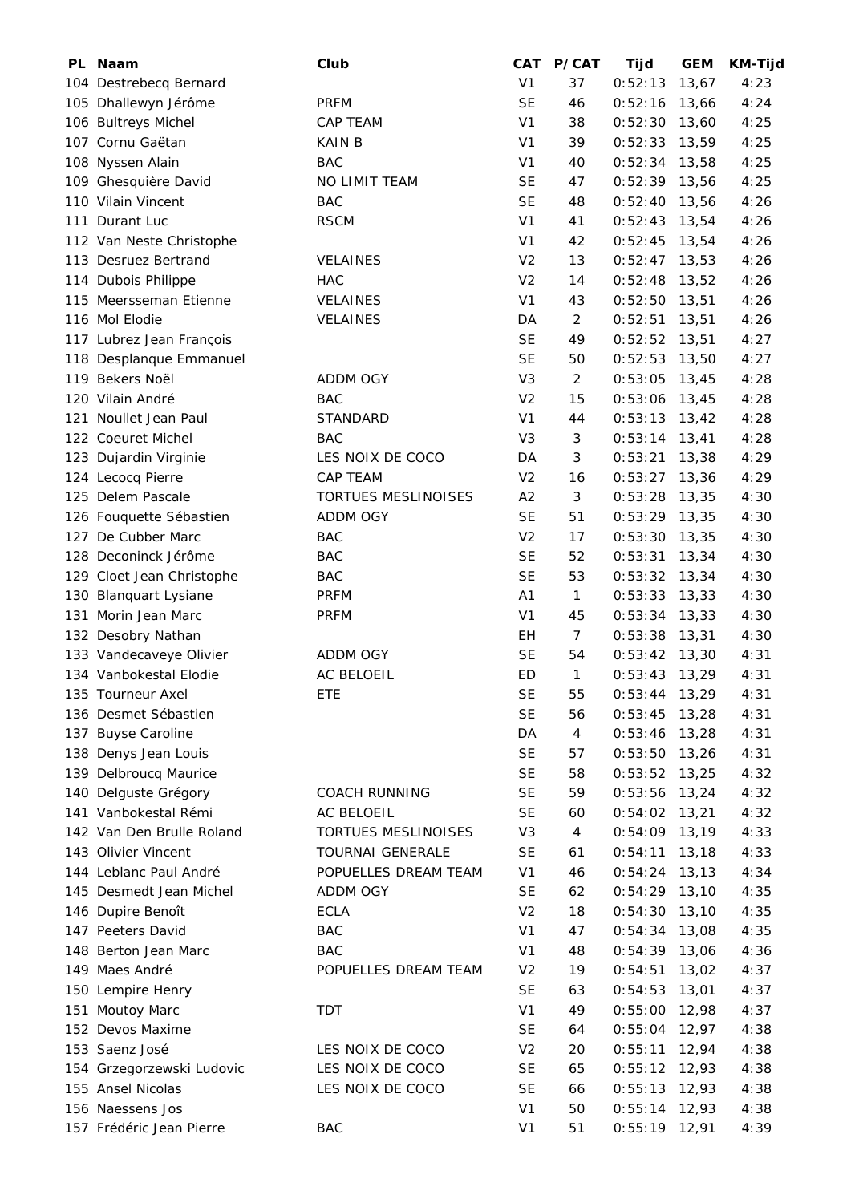| PL | Naam | Club | CAT | P/CAT | Tijd | GEM | KM-Tijd |
|---|---|---|---|---|---|---|---|
| 104 | Destrebecq Bernard | | V1 | 37 | 0:52:13 | 13,67 | 4:23 |
| 105 | Dhallewyn Jérôme | PRFM | SE | 46 | 0:52:16 | 13,66 | 4:24 |
| 106 | Bultreys Michel | CAP TEAM | V1 | 38 | 0:52:30 | 13,60 | 4:25 |
| 107 | Cornu Gaëtan | KAIN B | V1 | 39 | 0:52:33 | 13,59 | 4:25 |
| 108 | Nyssen Alain | BAC | V1 | 40 | 0:52:34 | 13,58 | 4:25 |
| 109 | Ghesquière David | NO LIMIT TEAM | SE | 47 | 0:52:39 | 13,56 | 4:25 |
| 110 | Vilain Vincent | BAC | SE | 48 | 0:52:40 | 13,56 | 4:26 |
| 111 | Durant Luc | RSCM | V1 | 41 | 0:52:43 | 13,54 | 4:26 |
| 112 | Van Neste Christophe | | V1 | 42 | 0:52:45 | 13,54 | 4:26 |
| 113 | Desruez Bertrand | VELAINES | V2 | 13 | 0:52:47 | 13,53 | 4:26 |
| 114 | Dubois Philippe | HAC | V2 | 14 | 0:52:48 | 13,52 | 4:26 |
| 115 | Meersseman Etienne | VELAINES | V1 | 43 | 0:52:50 | 13,51 | 4:26 |
| 116 | Mol Elodie | VELAINES | DA | 2 | 0:52:51 | 13,51 | 4:26 |
| 117 | Lubrez Jean François | | SE | 49 | 0:52:52 | 13,51 | 4:27 |
| 118 | Desplanque Emmanuel | | SE | 50 | 0:52:53 | 13,50 | 4:27 |
| 119 | Bekers Noël | ADDM OGY | V3 | 2 | 0:53:05 | 13,45 | 4:28 |
| 120 | Vilain André | BAC | V2 | 15 | 0:53:06 | 13,45 | 4:28 |
| 121 | Noullet Jean Paul | STANDARD | V1 | 44 | 0:53:13 | 13,42 | 4:28 |
| 122 | Coeuret Michel | BAC | V3 | 3 | 0:53:14 | 13,41 | 4:28 |
| 123 | Dujardin Virginie | LES NOIX DE COCO | DA | 3 | 0:53:21 | 13,38 | 4:29 |
| 124 | Lecocq Pierre | CAP TEAM | V2 | 16 | 0:53:27 | 13,36 | 4:29 |
| 125 | Delem Pascale | TORTUES MESLINOISES | A2 | 3 | 0:53:28 | 13,35 | 4:30 |
| 126 | Fouquette Sébastien | ADDM OGY | SE | 51 | 0:53:29 | 13,35 | 4:30 |
| 127 | De Cubber Marc | BAC | V2 | 17 | 0:53:30 | 13,35 | 4:30 |
| 128 | Deconinck Jérôme | BAC | SE | 52 | 0:53:31 | 13,34 | 4:30 |
| 129 | Cloet Jean Christophe | BAC | SE | 53 | 0:53:32 | 13,34 | 4:30 |
| 130 | Blanquart Lysiane | PRFM | A1 | 1 | 0:53:33 | 13,33 | 4:30 |
| 131 | Morin Jean Marc | PRFM | V1 | 45 | 0:53:34 | 13,33 | 4:30 |
| 132 | Desobry Nathan | | EH | 7 | 0:53:38 | 13,31 | 4:30 |
| 133 | Vandecaveye Olivier | ADDM OGY | SE | 54 | 0:53:42 | 13,30 | 4:31 |
| 134 | Vanbokestal Elodie | AC BELOEIL | ED | 1 | 0:53:43 | 13,29 | 4:31 |
| 135 | Tourneur Axel | ETE | SE | 55 | 0:53:44 | 13,29 | 4:31 |
| 136 | Desmet Sébastien | | SE | 56 | 0:53:45 | 13,28 | 4:31 |
| 137 | Buyse Caroline | | DA | 4 | 0:53:46 | 13,28 | 4:31 |
| 138 | Denys Jean Louis | | SE | 57 | 0:53:50 | 13,26 | 4:31 |
| 139 | Delbroucq Maurice | | SE | 58 | 0:53:52 | 13,25 | 4:32 |
| 140 | Delguste Grégory | COACH RUNNING | SE | 59 | 0:53:56 | 13,24 | 4:32 |
| 141 | Vanbokestal Rémi | AC BELOEIL | SE | 60 | 0:54:02 | 13,21 | 4:32 |
| 142 | Van Den Brulle Roland | TORTUES MESLINOISES | V3 | 4 | 0:54:09 | 13,19 | 4:33 |
| 143 | Olivier Vincent | TOURNAI GENERALE | SE | 61 | 0:54:11 | 13,18 | 4:33 |
| 144 | Leblanc Paul André | POPUELLES DREAM TEAM | V1 | 46 | 0:54:24 | 13,13 | 4:34 |
| 145 | Desmedt Jean Michel | ADDM OGY | SE | 62 | 0:54:29 | 13,10 | 4:35 |
| 146 | Dupire Benoît | ECLA | V2 | 18 | 0:54:30 | 13,10 | 4:35 |
| 147 | Peeters David | BAC | V1 | 47 | 0:54:34 | 13,08 | 4:35 |
| 148 | Berton Jean Marc | BAC | V1 | 48 | 0:54:39 | 13,06 | 4:36 |
| 149 | Maes André | POPUELLES DREAM TEAM | V2 | 19 | 0:54:51 | 13,02 | 4:37 |
| 150 | Lempire Henry | | SE | 63 | 0:54:53 | 13,01 | 4:37 |
| 151 | Moutoy Marc | TDT | V1 | 49 | 0:55:00 | 12,98 | 4:37 |
| 152 | Devos Maxime | | SE | 64 | 0:55:04 | 12,97 | 4:38 |
| 153 | Saenz José | LES NOIX DE COCO | V2 | 20 | 0:55:11 | 12,94 | 4:38 |
| 154 | Grzegorzewski Ludovic | LES NOIX DE COCO | SE | 65 | 0:55:12 | 12,93 | 4:38 |
| 155 | Ansel Nicolas | LES NOIX DE COCO | SE | 66 | 0:55:13 | 12,93 | 4:38 |
| 156 | Naessens Jos | | V1 | 50 | 0:55:14 | 12,93 | 4:38 |
| 157 | Frédéric Jean Pierre | BAC | V1 | 51 | 0:55:19 | 12,91 | 4:39 |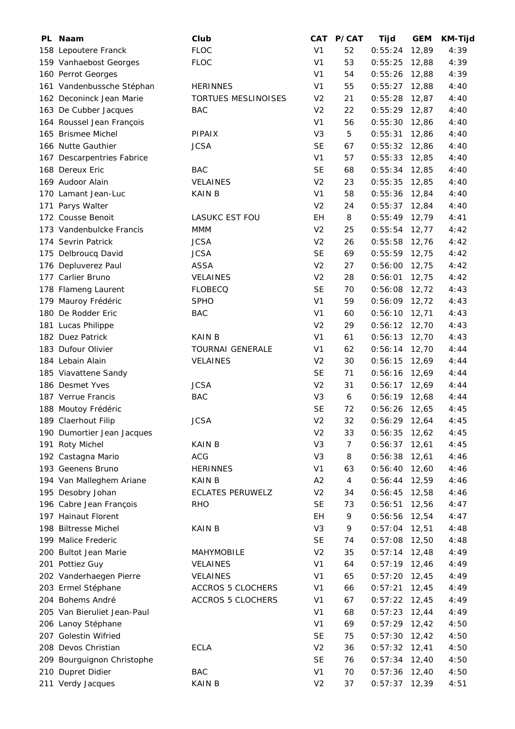| PL | Naam | Club | CAT | P/CAT | Tijd | GEM | KM-Tijd |
|---|---|---|---|---|---|---|---|
| 158 | Lepoutere Franck | FLOC | V1 | 52 | 0:55:24 | 12,89 | 4:39 |
| 159 | Vanhaebost Georges | FLOC | V1 | 53 | 0:55:25 | 12,88 | 4:39 |
| 160 | Perrot Georges | | V1 | 54 | 0:55:26 | 12,88 | 4:39 |
| 161 | Vandenbussche Stéphan | HERINNES | V1 | 55 | 0:55:27 | 12,88 | 4:40 |
| 162 | Deconinck Jean Marie | TORTUES MESLINOISES | V2 | 21 | 0:55:28 | 12,87 | 4:40 |
| 163 | De Cubber Jacques | BAC | V2 | 22 | 0:55:29 | 12,87 | 4:40 |
| 164 | Roussel Jean François | | V1 | 56 | 0:55:30 | 12,86 | 4:40 |
| 165 | Brismee Michel | PIPAIX | V3 | 5 | 0:55:31 | 12,86 | 4:40 |
| 166 | Nutte Gauthier | JCSA | SE | 67 | 0:55:32 | 12,86 | 4:40 |
| 167 | Descarpentries Fabrice | | V1 | 57 | 0:55:33 | 12,85 | 4:40 |
| 168 | Dereux Eric | BAC | SE | 68 | 0:55:34 | 12,85 | 4:40 |
| 169 | Audoor Alain | VELAINES | V2 | 23 | 0:55:35 | 12,85 | 4:40 |
| 170 | Lamant Jean-Luc | KAIN B | V1 | 58 | 0:55:36 | 12,84 | 4:40 |
| 171 | Parys Walter | | V2 | 24 | 0:55:37 | 12,84 | 4:40 |
| 172 | Cousse Benoit | LASUKC EST FOU | EH | 8 | 0:55:49 | 12,79 | 4:41 |
| 173 | Vandenbulcke Francis | MMM | V2 | 25 | 0:55:54 | 12,77 | 4:42 |
| 174 | Sevrin Patrick | JCSA | V2 | 26 | 0:55:58 | 12,76 | 4:42 |
| 175 | Delbroucq David | JCSA | SE | 69 | 0:55:59 | 12,75 | 4:42 |
| 176 | Depluverez Paul | ASSA | V2 | 27 | 0:56:00 | 12,75 | 4:42 |
| 177 | Carlier Bruno | VELAINES | V2 | 28 | 0:56:01 | 12,75 | 4:42 |
| 178 | Flameng Laurent | FLOBECQ | SE | 70 | 0:56:08 | 12,72 | 4:43 |
| 179 | Mauroy Frédéric | SPHO | V1 | 59 | 0:56:09 | 12,72 | 4:43 |
| 180 | De Rodder Eric | BAC | V1 | 60 | 0:56:10 | 12,71 | 4:43 |
| 181 | Lucas Philippe | | V2 | 29 | 0:56:12 | 12,70 | 4:43 |
| 182 | Duez Patrick | KAIN B | V1 | 61 | 0:56:13 | 12,70 | 4:43 |
| 183 | Dufour Olivier | TOURNAI GENERALE | V1 | 62 | 0:56:14 | 12,70 | 4:44 |
| 184 | Lebain Alain | VELAINES | V2 | 30 | 0:56:15 | 12,69 | 4:44 |
| 185 | Viavattene Sandy | | SE | 71 | 0:56:16 | 12,69 | 4:44 |
| 186 | Desmet Yves | JCSA | V2 | 31 | 0:56:17 | 12,69 | 4:44 |
| 187 | Verrue Francis | BAC | V3 | 6 | 0:56:19 | 12,68 | 4:44 |
| 188 | Moutoy Frédéric | | SE | 72 | 0:56:26 | 12,65 | 4:45 |
| 189 | Claerhout Filip | JCSA | V2 | 32 | 0:56:29 | 12,64 | 4:45 |
| 190 | Dumortier Jean Jacques | | V2 | 33 | 0:56:35 | 12,62 | 4:45 |
| 191 | Roty Michel | KAIN B | V3 | 7 | 0:56:37 | 12,61 | 4:45 |
| 192 | Castagna Mario | ACG | V3 | 8 | 0:56:38 | 12,61 | 4:46 |
| 193 | Geenens Bruno | HERINNES | V1 | 63 | 0:56:40 | 12,60 | 4:46 |
| 194 | Van Malleghem Ariane | KAIN B | A2 | 4 | 0:56:44 | 12,59 | 4:46 |
| 195 | Desobry Johan | ECLATES PERUWELZ | V2 | 34 | 0:56:45 | 12,58 | 4:46 |
| 196 | Cabre Jean François | RHO | SE | 73 | 0:56:51 | 12,56 | 4:47 |
| 197 | Hainaut Florent | | EH | 9 | 0:56:56 | 12,54 | 4:47 |
| 198 | Biltresse Michel | KAIN B | V3 | 9 | 0:57:04 | 12,51 | 4:48 |
| 199 | Malice Frederic | | SE | 74 | 0:57:08 | 12,50 | 4:48 |
| 200 | Bultot Jean Marie | MAHYMOBILE | V2 | 35 | 0:57:14 | 12,48 | 4:49 |
| 201 | Pottiez Guy | VELAINES | V1 | 64 | 0:57:19 | 12,46 | 4:49 |
| 202 | Vanderhaegen Pierre | VELAINES | V1 | 65 | 0:57:20 | 12,45 | 4:49 |
| 203 | Ermel Stéphane | ACCROS 5 CLOCHERS | V1 | 66 | 0:57:21 | 12,45 | 4:49 |
| 204 | Bohems André | ACCROS 5 CLOCHERS | V1 | 67 | 0:57:22 | 12,45 | 4:49 |
| 205 | Van Bieruliet Jean-Paul | | V1 | 68 | 0:57:23 | 12,44 | 4:49 |
| 206 | Lanoy Stéphane | | V1 | 69 | 0:57:29 | 12,42 | 4:50 |
| 207 | Golestin Wifried | | SE | 75 | 0:57:30 | 12,42 | 4:50 |
| 208 | Devos Christian | ECLA | V2 | 36 | 0:57:32 | 12,41 | 4:50 |
| 209 | Bourguignon Christophe | | SE | 76 | 0:57:34 | 12,40 | 4:50 |
| 210 | Dupret Didier | BAC | V1 | 70 | 0:57:36 | 12,40 | 4:50 |
| 211 | Verdy Jacques | KAIN B | V2 | 37 | 0:57:37 | 12,39 | 4:51 |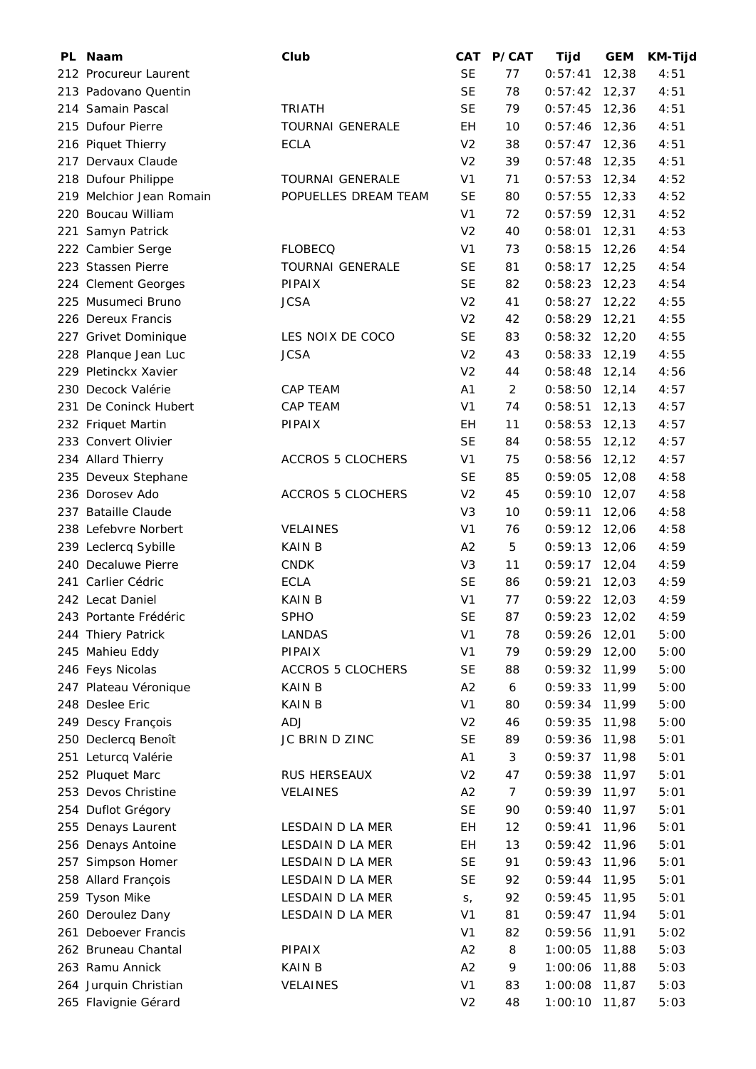| PL | Naam | Club | CAT | P/CAT | Tijd | GEM | KM-Tijd |
|---|---|---|---|---|---|---|---|
| 212 | Procureur Laurent | | SE | 77 | 0:57:41 | 12,38 | 4:51 |
| 213 | Padovano Quentin | | SE | 78 | 0:57:42 | 12,37 | 4:51 |
| 214 | Samain Pascal | TRIATH | SE | 79 | 0:57:45 | 12,36 | 4:51 |
| 215 | Dufour Pierre | TOURNAI GENERALE | EH | 10 | 0:57:46 | 12,36 | 4:51 |
| 216 | Piquet Thierry | ECLA | V2 | 38 | 0:57:47 | 12,36 | 4:51 |
| 217 | Dervaux Claude | | V2 | 39 | 0:57:48 | 12,35 | 4:51 |
| 218 | Dufour Philippe | TOURNAI GENERALE | V1 | 71 | 0:57:53 | 12,34 | 4:52 |
| 219 | Melchior Jean Romain | POPUELLES DREAM TEAM | SE | 80 | 0:57:55 | 12,33 | 4:52 |
| 220 | Boucau William | | V1 | 72 | 0:57:59 | 12,31 | 4:52 |
| 221 | Samyn Patrick | | V2 | 40 | 0:58:01 | 12,31 | 4:53 |
| 222 | Cambier Serge | FLOBECQ | V1 | 73 | 0:58:15 | 12,26 | 4:54 |
| 223 | Stassen Pierre | TOURNAI GENERALE | SE | 81 | 0:58:17 | 12,25 | 4:54 |
| 224 | Clement Georges | PIPAIX | SE | 82 | 0:58:23 | 12,23 | 4:54 |
| 225 | Musumeci Bruno | JCSA | V2 | 41 | 0:58:27 | 12,22 | 4:55 |
| 226 | Dereux Francis | | V2 | 42 | 0:58:29 | 12,21 | 4:55 |
| 227 | Grivet Dominique | LES NOIX DE COCO | SE | 83 | 0:58:32 | 12,20 | 4:55 |
| 228 | Planque Jean Luc | JCSA | V2 | 43 | 0:58:33 | 12,19 | 4:55 |
| 229 | Pletinckx Xavier | | V2 | 44 | 0:58:48 | 12,14 | 4:56 |
| 230 | Decock Valérie | CAP TEAM | A1 | 2 | 0:58:50 | 12,14 | 4:57 |
| 231 | De Coninck Hubert | CAP TEAM | V1 | 74 | 0:58:51 | 12,13 | 4:57 |
| 232 | Friquet Martin | PIPAIX | EH | 11 | 0:58:53 | 12,13 | 4:57 |
| 233 | Convert Olivier | | SE | 84 | 0:58:55 | 12,12 | 4:57 |
| 234 | Allard Thierry | ACCROS 5 CLOCHERS | V1 | 75 | 0:58:56 | 12,12 | 4:57 |
| 235 | Deveux Stephane | | SE | 85 | 0:59:05 | 12,08 | 4:58 |
| 236 | Dorosev Ado | ACCROS 5 CLOCHERS | V2 | 45 | 0:59:10 | 12,07 | 4:58 |
| 237 | Bataille Claude | | V3 | 10 | 0:59:11 | 12,06 | 4:58 |
| 238 | Lefebvre Norbert | VELAINES | V1 | 76 | 0:59:12 | 12,06 | 4:58 |
| 239 | Leclercq Sybille | KAIN B | A2 | 5 | 0:59:13 | 12,06 | 4:59 |
| 240 | Decaluwe Pierre | CNDK | V3 | 11 | 0:59:17 | 12,04 | 4:59 |
| 241 | Carlier Cédric | ECLA | SE | 86 | 0:59:21 | 12,03 | 4:59 |
| 242 | Lecat Daniel | KAIN B | V1 | 77 | 0:59:22 | 12,03 | 4:59 |
| 243 | Portante Frédéric | SPHO | SE | 87 | 0:59:23 | 12,02 | 4:59 |
| 244 | Thiery Patrick | LANDAS | V1 | 78 | 0:59:26 | 12,01 | 5:00 |
| 245 | Mahieu Eddy | PIPAIX | V1 | 79 | 0:59:29 | 12,00 | 5:00 |
| 246 | Feys Nicolas | ACCROS 5 CLOCHERS | SE | 88 | 0:59:32 | 11,99 | 5:00 |
| 247 | Plateau Véronique | KAIN B | A2 | 6 | 0:59:33 | 11,99 | 5:00 |
| 248 | Deslee Eric | KAIN B | V1 | 80 | 0:59:34 | 11,99 | 5:00 |
| 249 | Descy François | ADJ | V2 | 46 | 0:59:35 | 11,98 | 5:00 |
| 250 | Declercq Benoît | JC BRIN D ZINC | SE | 89 | 0:59:36 | 11,98 | 5:01 |
| 251 | Leturcq Valérie | | A1 | 3 | 0:59:37 | 11,98 | 5:01 |
| 252 | Pluquet Marc | RUS HERSEAUX | V2 | 47 | 0:59:38 | 11,97 | 5:01 |
| 253 | Devos Christine | VELAINES | A2 | 7 | 0:59:39 | 11,97 | 5:01 |
| 254 | Duflot Grégory | | SE | 90 | 0:59:40 | 11,97 | 5:01 |
| 255 | Denays Laurent | LESDAIN D LA MER | EH | 12 | 0:59:41 | 11,96 | 5:01 |
| 256 | Denays Antoine | LESDAIN D LA MER | EH | 13 | 0:59:42 | 11,96 | 5:01 |
| 257 | Simpson Homer | LESDAIN D LA MER | SE | 91 | 0:59:43 | 11,96 | 5:01 |
| 258 | Allard François | LESDAIN D LA MER | SE | 92 | 0:59:44 | 11,95 | 5:01 |
| 259 | Tyson Mike | LESDAIN D LA MER | s, | 92 | 0:59:45 | 11,95 | 5:01 |
| 260 | Deroulez Dany | LESDAIN D LA MER | V1 | 81 | 0:59:47 | 11,94 | 5:01 |
| 261 | Deboever Francis | | V1 | 82 | 0:59:56 | 11,91 | 5:02 |
| 262 | Bruneau Chantal | PIPAIX | A2 | 8 | 1:00:05 | 11,88 | 5:03 |
| 263 | Ramu Annick | KAIN B | A2 | 9 | 1:00:06 | 11,88 | 5:03 |
| 264 | Jurquin Christian | VELAINES | V1 | 83 | 1:00:08 | 11,87 | 5:03 |
| 265 | Flavignie Gérard | | V2 | 48 | 1:00:10 | 11,87 | 5:03 |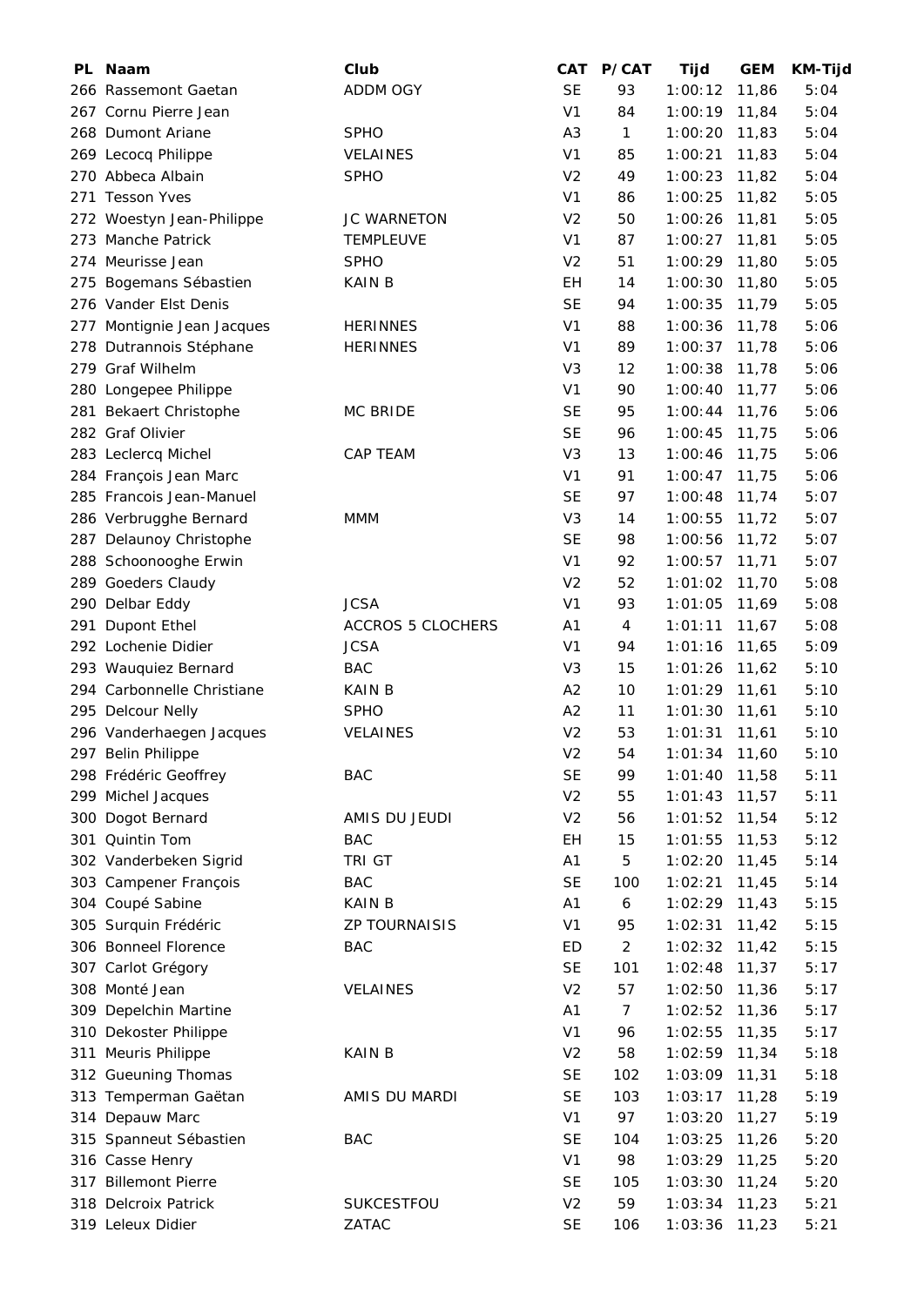| PL | Naam | Club | CAT | P/CAT | Tijd | GEM | KM-Tijd |
|---|---|---|---|---|---|---|---|
| 266 | Rassemont Gaetan | ADDM OGY | SE | 93 | 1:00:12 | 11,86 | 5:04 |
| 267 | Cornu Pierre Jean | | V1 | 84 | 1:00:19 | 11,84 | 5:04 |
| 268 | Dumont Ariane | SPHO | A3 | 1 | 1:00:20 | 11,83 | 5:04 |
| 269 | Lecocq Philippe | VELAINES | V1 | 85 | 1:00:21 | 11,83 | 5:04 |
| 270 | Abbeca Albain | SPHO | V2 | 49 | 1:00:23 | 11,82 | 5:04 |
| 271 | Tesson Yves | | V1 | 86 | 1:00:25 | 11,82 | 5:05 |
| 272 | Woestyn Jean-Philippe | JC WARNETON | V2 | 50 | 1:00:26 | 11,81 | 5:05 |
| 273 | Manche Patrick | TEMPLEUVE | V1 | 87 | 1:00:27 | 11,81 | 5:05 |
| 274 | Meurisse Jean | SPHO | V2 | 51 | 1:00:29 | 11,80 | 5:05 |
| 275 | Bogemans Sébastien | KAIN B | EH | 14 | 1:00:30 | 11,80 | 5:05 |
| 276 | Vander Elst Denis | | SE | 94 | 1:00:35 | 11,79 | 5:05 |
| 277 | Montignie Jean Jacques | HERINNES | V1 | 88 | 1:00:36 | 11,78 | 5:06 |
| 278 | Dutrannois Stéphane | HERINNES | V1 | 89 | 1:00:37 | 11,78 | 5:06 |
| 279 | Graf Wilhelm | | V3 | 12 | 1:00:38 | 11,78 | 5:06 |
| 280 | Longepee Philippe | | V1 | 90 | 1:00:40 | 11,77 | 5:06 |
| 281 | Bekaert Christophe | MC BRIDE | SE | 95 | 1:00:44 | 11,76 | 5:06 |
| 282 | Graf Olivier | | SE | 96 | 1:00:45 | 11,75 | 5:06 |
| 283 | Leclercq Michel | CAP TEAM | V3 | 13 | 1:00:46 | 11,75 | 5:06 |
| 284 | François Jean Marc | | V1 | 91 | 1:00:47 | 11,75 | 5:06 |
| 285 | Francois Jean-Manuel | | SE | 97 | 1:00:48 | 11,74 | 5:07 |
| 286 | Verbrugghe Bernard | MMM | V3 | 14 | 1:00:55 | 11,72 | 5:07 |
| 287 | Delaunoy Christophe | | SE | 98 | 1:00:56 | 11,72 | 5:07 |
| 288 | Schoonooghe Erwin | | V1 | 92 | 1:00:57 | 11,71 | 5:07 |
| 289 | Goeders Claudy | | V2 | 52 | 1:01:02 | 11,70 | 5:08 |
| 290 | Delbar Eddy | JCSA | V1 | 93 | 1:01:05 | 11,69 | 5:08 |
| 291 | Dupont Ethel | ACCROS 5 CLOCHERS | A1 | 4 | 1:01:11 | 11,67 | 5:08 |
| 292 | Lochenie Didier | JCSA | V1 | 94 | 1:01:16 | 11,65 | 5:09 |
| 293 | Wauquiez Bernard | BAC | V3 | 15 | 1:01:26 | 11,62 | 5:10 |
| 294 | Carbonnelle Christiane | KAIN B | A2 | 10 | 1:01:29 | 11,61 | 5:10 |
| 295 | Delcour Nelly | SPHO | A2 | 11 | 1:01:30 | 11,61 | 5:10 |
| 296 | Vanderhaegen Jacques | VELAINES | V2 | 53 | 1:01:31 | 11,61 | 5:10 |
| 297 | Belin Philippe | | V2 | 54 | 1:01:34 | 11,60 | 5:10 |
| 298 | Frédéric Geoffrey | BAC | SE | 99 | 1:01:40 | 11,58 | 5:11 |
| 299 | Michel Jacques | | V2 | 55 | 1:01:43 | 11,57 | 5:11 |
| 300 | Dogot Bernard | AMIS DU JEUDI | V2 | 56 | 1:01:52 | 11,54 | 5:12 |
| 301 | Quintin Tom | BAC | EH | 15 | 1:01:55 | 11,53 | 5:12 |
| 302 | Vanderbeken Sigrid | TRI GT | A1 | 5 | 1:02:20 | 11,45 | 5:14 |
| 303 | Campener François | BAC | SE | 100 | 1:02:21 | 11,45 | 5:14 |
| 304 | Coupé Sabine | KAIN B | A1 | 6 | 1:02:29 | 11,43 | 5:15 |
| 305 | Surquin Frédéric | ZP TOURNAISIS | V1 | 95 | 1:02:31 | 11,42 | 5:15 |
| 306 | Bonneel Florence | BAC | ED | 2 | 1:02:32 | 11,42 | 5:15 |
| 307 | Carlot Grégory | | SE | 101 | 1:02:48 | 11,37 | 5:17 |
| 308 | Monté Jean | VELAINES | V2 | 57 | 1:02:50 | 11,36 | 5:17 |
| 309 | Depelchin Martine | | A1 | 7 | 1:02:52 | 11,36 | 5:17 |
| 310 | Dekoster Philippe | | V1 | 96 | 1:02:55 | 11,35 | 5:17 |
| 311 | Meuris Philippe | KAIN B | V2 | 58 | 1:02:59 | 11,34 | 5:18 |
| 312 | Gueuning Thomas | | SE | 102 | 1:03:09 | 11,31 | 5:18 |
| 313 | Temperman Gaëtan | AMIS DU MARDI | SE | 103 | 1:03:17 | 11,28 | 5:19 |
| 314 | Depauw Marc | | V1 | 97 | 1:03:20 | 11,27 | 5:19 |
| 315 | Spanneut Sébastien | BAC | SE | 104 | 1:03:25 | 11,26 | 5:20 |
| 316 | Casse Henry | | V1 | 98 | 1:03:29 | 11,25 | 5:20 |
| 317 | Billemont Pierre | | SE | 105 | 1:03:30 | 11,24 | 5:20 |
| 318 | Delcroix Patrick | SUKCESTFOU | V2 | 59 | 1:03:34 | 11,23 | 5:21 |
| 319 | Leleux Didier | ZATAC | SE | 106 | 1:03:36 | 11,23 | 5:21 |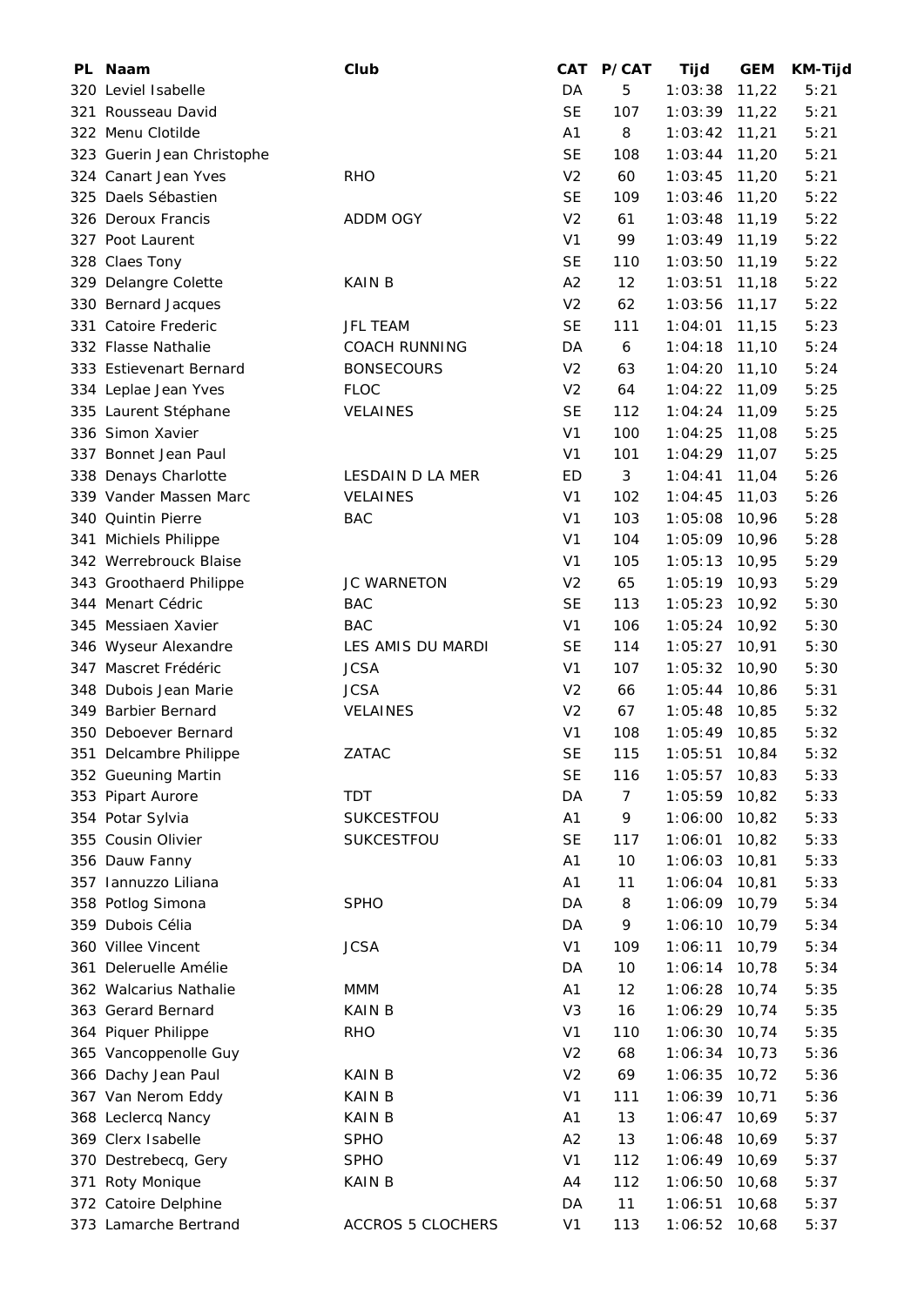| PL | Naam | Club | CAT | P/CAT | Tijd | GEM | KM-Tijd |
|---|---|---|---|---|---|---|---|
| 320 | Leviel Isabelle | | DA | 5 | 1:03:38 | 11,22 | 5:21 |
| 321 | Rousseau David | | SE | 107 | 1:03:39 | 11,22 | 5:21 |
| 322 | Menu Clotilde | | A1 | 8 | 1:03:42 | 11,21 | 5:21 |
| 323 | Guerin Jean Christophe | | SE | 108 | 1:03:44 | 11,20 | 5:21 |
| 324 | Canart Jean Yves | RHO | V2 | 60 | 1:03:45 | 11,20 | 5:21 |
| 325 | Daels Sébastien | | SE | 109 | 1:03:46 | 11,20 | 5:22 |
| 326 | Deroux Francis | ADDM OGY | V2 | 61 | 1:03:48 | 11,19 | 5:22 |
| 327 | Poot Laurent | | V1 | 99 | 1:03:49 | 11,19 | 5:22 |
| 328 | Claes Tony | | SE | 110 | 1:03:50 | 11,19 | 5:22 |
| 329 | Delangre Colette | KAIN B | A2 | 12 | 1:03:51 | 11,18 | 5:22 |
| 330 | Bernard Jacques | | V2 | 62 | 1:03:56 | 11,17 | 5:22 |
| 331 | Catoire Frederic | JFL TEAM | SE | 111 | 1:04:01 | 11,15 | 5:23 |
| 332 | Flasse Nathalie | COACH RUNNING | DA | 6 | 1:04:18 | 11,10 | 5:24 |
| 333 | Estievenart Bernard | BONSECOURS | V2 | 63 | 1:04:20 | 11,10 | 5:24 |
| 334 | Leplae Jean Yves | FLOC | V2 | 64 | 1:04:22 | 11,09 | 5:25 |
| 335 | Laurent Stéphane | VELAINES | SE | 112 | 1:04:24 | 11,09 | 5:25 |
| 336 | Simon Xavier | | V1 | 100 | 1:04:25 | 11,08 | 5:25 |
| 337 | Bonnet Jean Paul | | V1 | 101 | 1:04:29 | 11,07 | 5:25 |
| 338 | Denays Charlotte | LESDAIN D LA MER | ED | 3 | 1:04:41 | 11,04 | 5:26 |
| 339 | Vander Massen Marc | VELAINES | V1 | 102 | 1:04:45 | 11,03 | 5:26 |
| 340 | Quintin Pierre | BAC | V1 | 103 | 1:05:08 | 10,96 | 5:28 |
| 341 | Michiels Philippe | | V1 | 104 | 1:05:09 | 10,96 | 5:28 |
| 342 | Werrebrouck Blaise | | V1 | 105 | 1:05:13 | 10,95 | 5:29 |
| 343 | Groothaerd Philippe | JC WARNETON | V2 | 65 | 1:05:19 | 10,93 | 5:29 |
| 344 | Menart Cédric | BAC | SE | 113 | 1:05:23 | 10,92 | 5:30 |
| 345 | Messiaen Xavier | BAC | V1 | 106 | 1:05:24 | 10,92 | 5:30 |
| 346 | Wyseur Alexandre | LES AMIS DU MARDI | SE | 114 | 1:05:27 | 10,91 | 5:30 |
| 347 | Mascret Frédéric | JCSA | V1 | 107 | 1:05:32 | 10,90 | 5:30 |
| 348 | Dubois Jean Marie | JCSA | V2 | 66 | 1:05:44 | 10,86 | 5:31 |
| 349 | Barbier Bernard | VELAINES | V2 | 67 | 1:05:48 | 10,85 | 5:32 |
| 350 | Deboever Bernard | | V1 | 108 | 1:05:49 | 10,85 | 5:32 |
| 351 | Delcambre Philippe | ZATAC | SE | 115 | 1:05:51 | 10,84 | 5:32 |
| 352 | Gueuning Martin | | SE | 116 | 1:05:57 | 10,83 | 5:33 |
| 353 | Pipart Aurore | TDT | DA | 7 | 1:05:59 | 10,82 | 5:33 |
| 354 | Potar Sylvia | SUKCESTFOU | A1 | 9 | 1:06:00 | 10,82 | 5:33 |
| 355 | Cousin Olivier | SUKCESTFOU | SE | 117 | 1:06:01 | 10,82 | 5:33 |
| 356 | Dauw Fanny | | A1 | 10 | 1:06:03 | 10,81 | 5:33 |
| 357 | Iannuzzo Liliana | | A1 | 11 | 1:06:04 | 10,81 | 5:33 |
| 358 | Potlog Simona | SPHO | DA | 8 | 1:06:09 | 10,79 | 5:34 |
| 359 | Dubois Célia | | DA | 9 | 1:06:10 | 10,79 | 5:34 |
| 360 | Villee Vincent | JCSA | V1 | 109 | 1:06:11 | 10,79 | 5:34 |
| 361 | Deleruelle Amélie | | DA | 10 | 1:06:14 | 10,78 | 5:34 |
| 362 | Walcarius Nathalie | MMM | A1 | 12 | 1:06:28 | 10,74 | 5:35 |
| 363 | Gerard Bernard | KAIN B | V3 | 16 | 1:06:29 | 10,74 | 5:35 |
| 364 | Piquer Philippe | RHO | V1 | 110 | 1:06:30 | 10,74 | 5:35 |
| 365 | Vancoppenolle Guy | | V2 | 68 | 1:06:34 | 10,73 | 5:36 |
| 366 | Dachy Jean Paul | KAIN B | V2 | 69 | 1:06:35 | 10,72 | 5:36 |
| 367 | Van Nerom Eddy | KAIN B | V1 | 111 | 1:06:39 | 10,71 | 5:36 |
| 368 | Leclercq Nancy | KAIN B | A1 | 13 | 1:06:47 | 10,69 | 5:37 |
| 369 | Clerx Isabelle | SPHO | A2 | 13 | 1:06:48 | 10,69 | 5:37 |
| 370 | Destrebecq, Gery | SPHO | V1 | 112 | 1:06:49 | 10,69 | 5:37 |
| 371 | Roty Monique | KAIN B | A4 | 112 | 1:06:50 | 10,68 | 5:37 |
| 372 | Catoire Delphine | | DA | 11 | 1:06:51 | 10,68 | 5:37 |
| 373 | Lamarche Bertrand | ACCROS 5 CLOCHERS | V1 | 113 | 1:06:52 | 10,68 | 5:37 |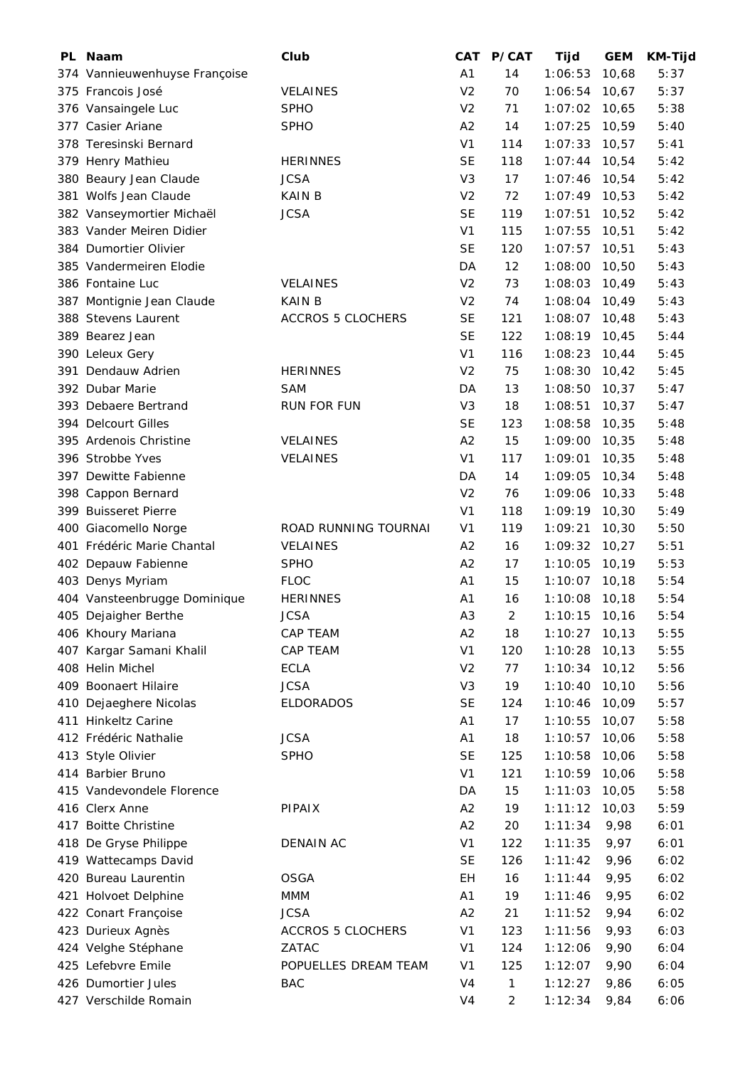| PL | Naam | Club | CAT | P/CAT | Tijd | GEM | KM-Tijd |
|---|---|---|---|---|---|---|---|
| 374 | Vannieuwenhuyse Françoise | | A1 | 14 | 1:06:53 | 10,68 | 5:37 |
| 375 | Francois José | VELAINES | V2 | 70 | 1:06:54 | 10,67 | 5:37 |
| 376 | Vansaingele Luc | SPHO | V2 | 71 | 1:07:02 | 10,65 | 5:38 |
| 377 | Casier Ariane | SPHO | A2 | 14 | 1:07:25 | 10,59 | 5:40 |
| 378 | Teresinski Bernard | | V1 | 114 | 1:07:33 | 10,57 | 5:41 |
| 379 | Henry Mathieu | HERINNES | SE | 118 | 1:07:44 | 10,54 | 5:42 |
| 380 | Beaury Jean Claude | JCSA | V3 | 17 | 1:07:46 | 10,54 | 5:42 |
| 381 | Wolfs Jean Claude | KAIN B | V2 | 72 | 1:07:49 | 10,53 | 5:42 |
| 382 | Vanseymortier Michaël | JCSA | SE | 119 | 1:07:51 | 10,52 | 5:42 |
| 383 | Vander Meiren Didier | | V1 | 115 | 1:07:55 | 10,51 | 5:42 |
| 384 | Dumortier Olivier | | SE | 120 | 1:07:57 | 10,51 | 5:43 |
| 385 | Vandermeiren Elodie | | DA | 12 | 1:08:00 | 10,50 | 5:43 |
| 386 | Fontaine Luc | VELAINES | V2 | 73 | 1:08:03 | 10,49 | 5:43 |
| 387 | Montignie Jean Claude | KAIN B | V2 | 74 | 1:08:04 | 10,49 | 5:43 |
| 388 | Stevens Laurent | ACCROS 5 CLOCHERS | SE | 121 | 1:08:07 | 10,48 | 5:43 |
| 389 | Bearez Jean | | SE | 122 | 1:08:19 | 10,45 | 5:44 |
| 390 | Leleux Gery | | V1 | 116 | 1:08:23 | 10,44 | 5:45 |
| 391 | Dendauw Adrien | HERINNES | V2 | 75 | 1:08:30 | 10,42 | 5:45 |
| 392 | Dubar Marie | SAM | DA | 13 | 1:08:50 | 10,37 | 5:47 |
| 393 | Debaere Bertrand | RUN FOR FUN | V3 | 18 | 1:08:51 | 10,37 | 5:47 |
| 394 | Delcourt Gilles | | SE | 123 | 1:08:58 | 10,35 | 5:48 |
| 395 | Ardenois Christine | VELAINES | A2 | 15 | 1:09:00 | 10,35 | 5:48 |
| 396 | Strobbe Yves | VELAINES | V1 | 117 | 1:09:01 | 10,35 | 5:48 |
| 397 | Dewitte Fabienne | | DA | 14 | 1:09:05 | 10,34 | 5:48 |
| 398 | Cappon Bernard | | V2 | 76 | 1:09:06 | 10,33 | 5:48 |
| 399 | Buisseret Pierre | | V1 | 118 | 1:09:19 | 10,30 | 5:49 |
| 400 | Giacomello Norge | ROAD RUNNING TOURNAI | V1 | 119 | 1:09:21 | 10,30 | 5:50 |
| 401 | Frédéric Marie Chantal | VELAINES | A2 | 16 | 1:09:32 | 10,27 | 5:51 |
| 402 | Depauw Fabienne | SPHO | A2 | 17 | 1:10:05 | 10,19 | 5:53 |
| 403 | Denys Myriam | FLOC | A1 | 15 | 1:10:07 | 10,18 | 5:54 |
| 404 | Vansteenbrugge Dominique | HERINNES | A1 | 16 | 1:10:08 | 10,18 | 5:54 |
| 405 | Dejaigher Berthe | JCSA | A3 | 2 | 1:10:15 | 10,16 | 5:54 |
| 406 | Khoury Mariana | CAP TEAM | A2 | 18 | 1:10:27 | 10,13 | 5:55 |
| 407 | Kargar Samani Khalil | CAP TEAM | V1 | 120 | 1:10:28 | 10,13 | 5:55 |
| 408 | Helin Michel | ECLA | V2 | 77 | 1:10:34 | 10,12 | 5:56 |
| 409 | Boonaert Hilaire | JCSA | V3 | 19 | 1:10:40 | 10,10 | 5:56 |
| 410 | Dejaeghere Nicolas | ELDORADOS | SE | 124 | 1:10:46 | 10,09 | 5:57 |
| 411 | Hinkeltz Carine | | A1 | 17 | 1:10:55 | 10,07 | 5:58 |
| 412 | Frédéric Nathalie | JCSA | A1 | 18 | 1:10:57 | 10,06 | 5:58 |
| 413 | Style Olivier | SPHO | SE | 125 | 1:10:58 | 10,06 | 5:58 |
| 414 | Barbier Bruno | | V1 | 121 | 1:10:59 | 10,06 | 5:58 |
| 415 | Vandevondele Florence | | DA | 15 | 1:11:03 | 10,05 | 5:58 |
| 416 | Clerx Anne | PIPAIX | A2 | 19 | 1:11:12 | 10,03 | 5:59 |
| 417 | Boitte Christine | | A2 | 20 | 1:11:34 | 9,98 | 6:01 |
| 418 | De Gryse Philippe | DENAIN AC | V1 | 122 | 1:11:35 | 9,97 | 6:01 |
| 419 | Wattecamps David | | SE | 126 | 1:11:42 | 9,96 | 6:02 |
| 420 | Bureau Laurentin | OSGA | EH | 16 | 1:11:44 | 9,95 | 6:02 |
| 421 | Holvoet Delphine | MMM | A1 | 19 | 1:11:46 | 9,95 | 6:02 |
| 422 | Conart Françoise | JCSA | A2 | 21 | 1:11:52 | 9,94 | 6:02 |
| 423 | Durieux Agnès | ACCROS 5 CLOCHERS | V1 | 123 | 1:11:56 | 9,93 | 6:03 |
| 424 | Velghe Stéphane | ZATAC | V1 | 124 | 1:12:06 | 9,90 | 6:04 |
| 425 | Lefebvre Emile | POPUELLES DREAM TEAM | V1 | 125 | 1:12:07 | 9,90 | 6:04 |
| 426 | Dumortier Jules | BAC | V4 | 1 | 1:12:27 | 9,86 | 6:05 |
| 427 | Verschilde Romain | | V4 | 2 | 1:12:34 | 9,84 | 6:06 |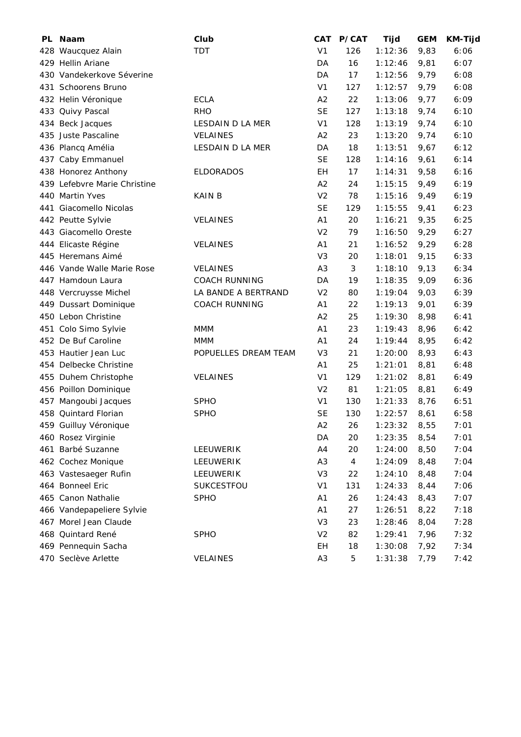| PL | Naam | Club | CAT | P/CAT | Tijd | GEM | KM-Tijd |
|---|---|---|---|---|---|---|---|
| 428 | Waucquez Alain | TDT | V1 | 126 | 1:12:36 | 9,83 | 6:06 |
| 429 | Hellin Ariane | | DA | 16 | 1:12:46 | 9,81 | 6:07 |
| 430 | Vandekerkove Séverine | | DA | 17 | 1:12:56 | 9,79 | 6:08 |
| 431 | Schoorens Bruno | | V1 | 127 | 1:12:57 | 9,79 | 6:08 |
| 432 | Helin Véronique | ECLA | A2 | 22 | 1:13:06 | 9,77 | 6:09 |
| 433 | Quivy Pascal | RHO | SE | 127 | 1:13:18 | 9,74 | 6:10 |
| 434 | Beck Jacques | LESDAIN D LA MER | V1 | 128 | 1:13:19 | 9,74 | 6:10 |
| 435 | Juste Pascaline | VELAINES | A2 | 23 | 1:13:20 | 9,74 | 6:10 |
| 436 | Plancq Amélia | LESDAIN D LA MER | DA | 18 | 1:13:51 | 9,67 | 6:12 |
| 437 | Caby Emmanuel | | SE | 128 | 1:14:16 | 9,61 | 6:14 |
| 438 | Honorez Anthony | ELDORADOS | EH | 17 | 1:14:31 | 9,58 | 6:16 |
| 439 | Lefebvre Marie Christine | | A2 | 24 | 1:15:15 | 9,49 | 6:19 |
| 440 | Martin Yves | KAIN B | V2 | 78 | 1:15:16 | 9,49 | 6:19 |
| 441 | Giacomello Nicolas | | SE | 129 | 1:15:55 | 9,41 | 6:23 |
| 442 | Peutte Sylvie | VELAINES | A1 | 20 | 1:16:21 | 9,35 | 6:25 |
| 443 | Giacomello Oreste | | V2 | 79 | 1:16:50 | 9,29 | 6:27 |
| 444 | Elicaste Régine | VELAINES | A1 | 21 | 1:16:52 | 9,29 | 6:28 |
| 445 | Heremans Aimé | | V3 | 20 | 1:18:01 | 9,15 | 6:33 |
| 446 | Vande Walle Marie Rose | VELAINES | A3 | 3 | 1:18:10 | 9,13 | 6:34 |
| 447 | Hamdoun Laura | COACH RUNNING | DA | 19 | 1:18:35 | 9,09 | 6:36 |
| 448 | Vercruysse Michel | LA BANDE A BERTRAND | V2 | 80 | 1:19:04 | 9,03 | 6:39 |
| 449 | Dussart Dominique | COACH RUNNING | A1 | 22 | 1:19:13 | 9,01 | 6:39 |
| 450 | Lebon Christine | | A2 | 25 | 1:19:30 | 8,98 | 6:41 |
| 451 | Colo Simo Sylvie | MMM | A1 | 23 | 1:19:43 | 8,96 | 6:42 |
| 452 | De Buf Caroline | MMM | A1 | 24 | 1:19:44 | 8,95 | 6:42 |
| 453 | Hautier Jean Luc | POPUELLES DREAM TEAM | V3 | 21 | 1:20:00 | 8,93 | 6:43 |
| 454 | Delbecke Christine | | A1 | 25 | 1:21:01 | 8,81 | 6:48 |
| 455 | Duhem Christophe | VELAINES | V1 | 129 | 1:21:02 | 8,81 | 6:49 |
| 456 | Poillon Dominique | | V2 | 81 | 1:21:05 | 8,81 | 6:49 |
| 457 | Mangoubi Jacques | SPHO | V1 | 130 | 1:21:33 | 8,76 | 6:51 |
| 458 | Quintard Florian | SPHO | SE | 130 | 1:22:57 | 8,61 | 6:58 |
| 459 | Guilluy Véronique | | A2 | 26 | 1:23:32 | 8,55 | 7:01 |
| 460 | Rosez Virginie | | DA | 20 | 1:23:35 | 8,54 | 7:01 |
| 461 | Barbé Suzanne | LEEUWERIK | A4 | 20 | 1:24:00 | 8,50 | 7:04 |
| 462 | Cochez Monique | LEEUWERIK | A3 | 4 | 1:24:09 | 8,48 | 7:04 |
| 463 | Vastesaeger Rufin | LEEUWERIK | V3 | 22 | 1:24:10 | 8,48 | 7:04 |
| 464 | Bonneel Eric | SUKCESTFOU | V1 | 131 | 1:24:33 | 8,44 | 7:06 |
| 465 | Canon Nathalie | SPHO | A1 | 26 | 1:24:43 | 8,43 | 7:07 |
| 466 | Vandepapeliere Sylvie | | A1 | 27 | 1:26:51 | 8,22 | 7:18 |
| 467 | Morel Jean Claude | | V3 | 23 | 1:28:46 | 8,04 | 7:28 |
| 468 | Quintard René | SPHO | V2 | 82 | 1:29:41 | 7,96 | 7:32 |
| 469 | Pennequin Sacha | | EH | 18 | 1:30:08 | 7,92 | 7:34 |
| 470 | Seclève Arlette | VELAINES | A3 | 5 | 1:31:38 | 7,79 | 7:42 |